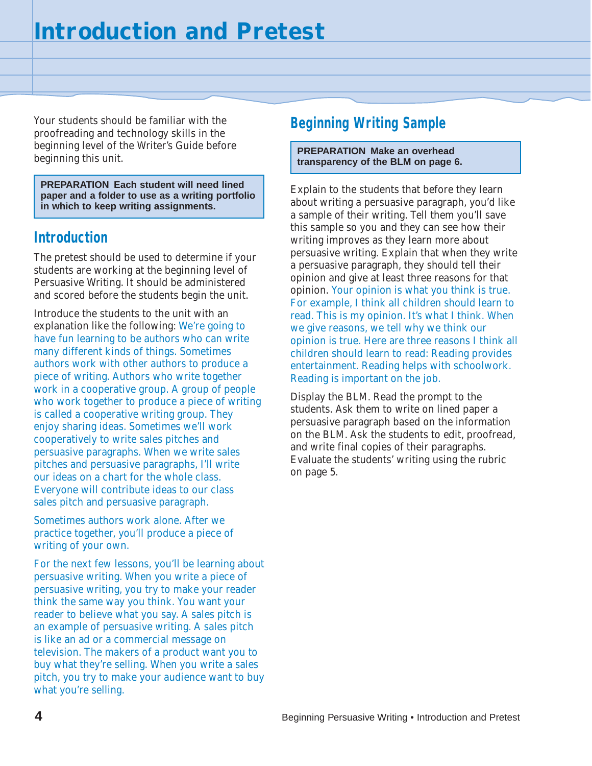# Introduction and Pretest

Your students should be familiar with the proofreading and technology skills in the beginning level of the Writer's Guide before beginning this unit.

**PREPARATION Each student will need lined paper and a folder to use as a writing portfolio in which to keep writing assignments.**

## Introduction

The pretest should be used to determine if your students are working at the beginning level of Persuasive Writing. It should be administered and scored before the students begin the unit.

Introduce the students to the unit with an explanation like the following: We're going to have fun learning to be authors who can write many different kinds of things. Sometimes authors work with other authors to produce a piece of writing. Authors who write together work in a cooperative group. A group of people who work together to produce a piece of writing is called a cooperative writing group. They enjoy sharing ideas. Sometimes we'll work cooperatively to write sales pitches and persuasive paragraphs. When we write sales pitches and persuasive paragraphs, I'll write our ideas on a chart for the whole class. Everyone will contribute ideas to our class sales pitch and persuasive paragraph.

Sometimes authors work alone. After we practice together, you'll produce a piece of writing of your own.

For the next few lessons, you'll be learning about persuasive writing. When you write a piece of persuasive writing, you try to make your reader think the same way you think. You want your reader to believe what you say. A sales pitch is an example of persuasive writing. A sales pitch is like an ad or a commercial message on television. The makers of a product want you to buy what they're selling. When you write a sales pitch, you try to make your audience want to buy what you're selling.

## Beginning Writing Sample

**PREPARATION Make an overhead transparency of the BLM on page 6.**

Explain to the students that before they learn about writing a persuasive paragraph, you'd like a sample of their writing. Tell them you'll save this sample so you and they can see how their writing improves as they learn more about persuasive writing. Explain that when they write a persuasive paragraph, they should tell their opinion and give at least three reasons for that opinion. Your opinion is what you think is true. For example, I think all children should learn to read. This is my opinion. It's what I think. When we give reasons, we tell why we think our opinion is true. Here are three reasons I think all children should learn to read: Reading provides entertainment. Reading helps with schoolwork. Reading is important on the job.

Display the BLM. Read the prompt to the students. Ask them to write on lined paper a persuasive paragraph based on the information on the BLM. Ask the students to edit, proofread, and write final copies of their paragraphs. Evaluate the students' writing using the rubric on page 5.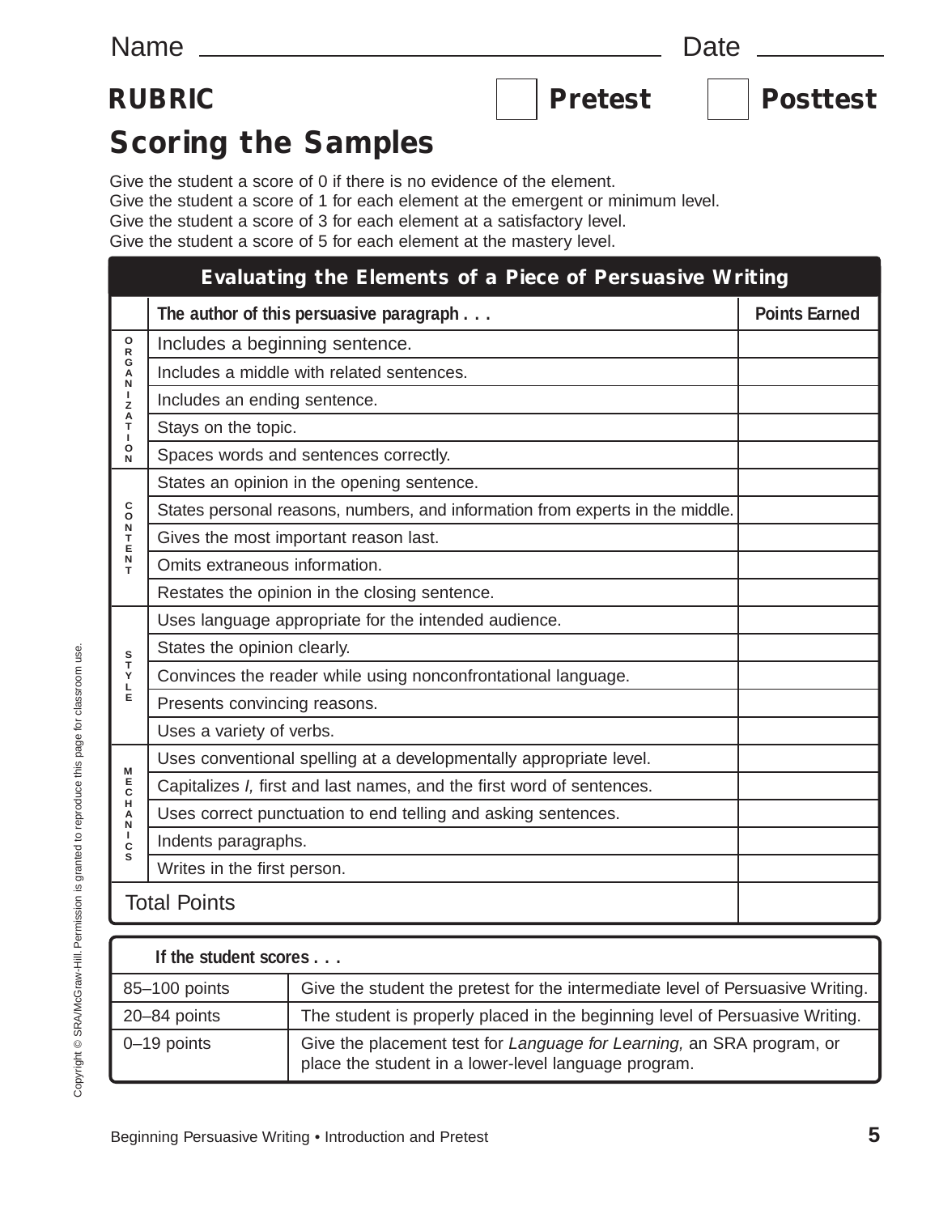Name ______________________________ Date __________

**RUBRIC** ☐ **Pretest** ☐ **Posttest**

# Scoring the Samples

Give the student a score of 0 if there is no evidence of the element.
Give the student a score of 1 for each element at the emergent or minimum level.
Give the student a score of 3 for each element at a satisfactory level.
Give the student a score of 5 for each element at the mastery level.

| Evaluating the Elements of a Piece of Persuasive Writing | | |
|---|---|---|
| | **The author of this persuasive paragraph . . .** | **Points Earned** |
| ORGANIZATION | Includes a beginning sentence. | |
| | Includes a middle with related sentences. | |
| | Includes an ending sentence. | |
| | Stays on the topic. | |
| | Spaces words and sentences correctly. | |
| CONTENT | States an opinion in the opening sentence. | |
| | States personal reasons, numbers, and information from experts in the middle. | |
| | Gives the most important reason last. | |
| | Omits extraneous information. | |
| | Restates the opinion in the closing sentence. | |
| STYLE | Uses language appropriate for the intended audience. | |
| | States the opinion clearly. | |
| | Convinces the reader while using nonconfrontational language. | |
| | Presents convincing reasons. | |
| | Uses a variety of verbs. | |
| MECHANICS | Uses conventional spelling at a developmentally appropriate level. | |
| | Capitalizes *I,* first and last names, and the first word of sentences. | |
| | Uses correct punctuation to end telling and asking sentences. | |
| | Indents paragraphs. | |
| | Writes in the first person. | |
| Total Points | | |

| **If the student scores . . .** | |
|---|---|
| 85–100 points | Give the student the pretest for the intermediate level of Persuasive Writing. |
| 20–84 points | The student is properly placed in the beginning level of Persuasive Writing. |
| 0–19 points | Give the placement test for *Language for Learning,* an SRA program, or place the student in a lower-level language program. |

Copyright © SRA/McGraw-Hill. Permission is granted to reproduce this page for classroom use.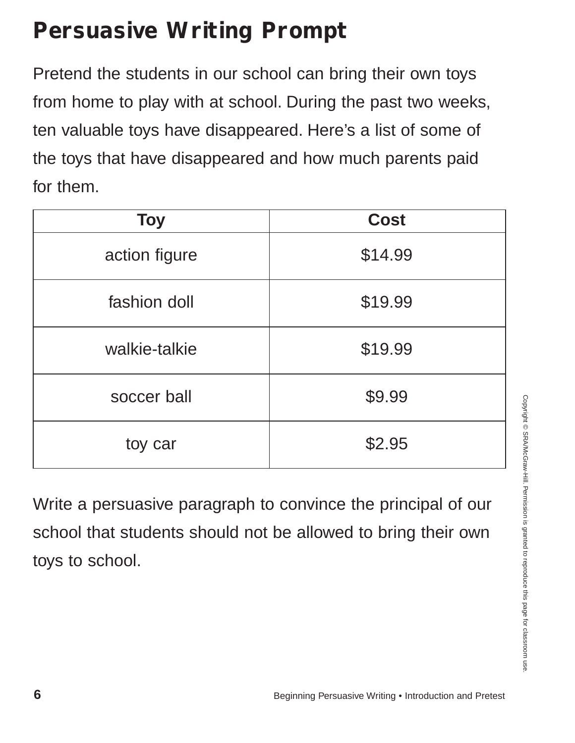# Persuasive Writing Prompt

Pretend the students in our school can bring their own toys from home to play with at school. During the past two weeks, ten valuable toys have disappeared. Here's a list of some of the toys that have disappeared and how much parents paid for them.

| Toy | Cost |
|---|---|
| action figure | $14.99 |
| fashion doll | $19.99 |
| walkie-talkie | $19.99 |
| soccer ball | $9.99 |
| toy car | $2.95 |

Write a persuasive paragraph to convince the principal of our school that students should not be allowed to bring their own toys to school.